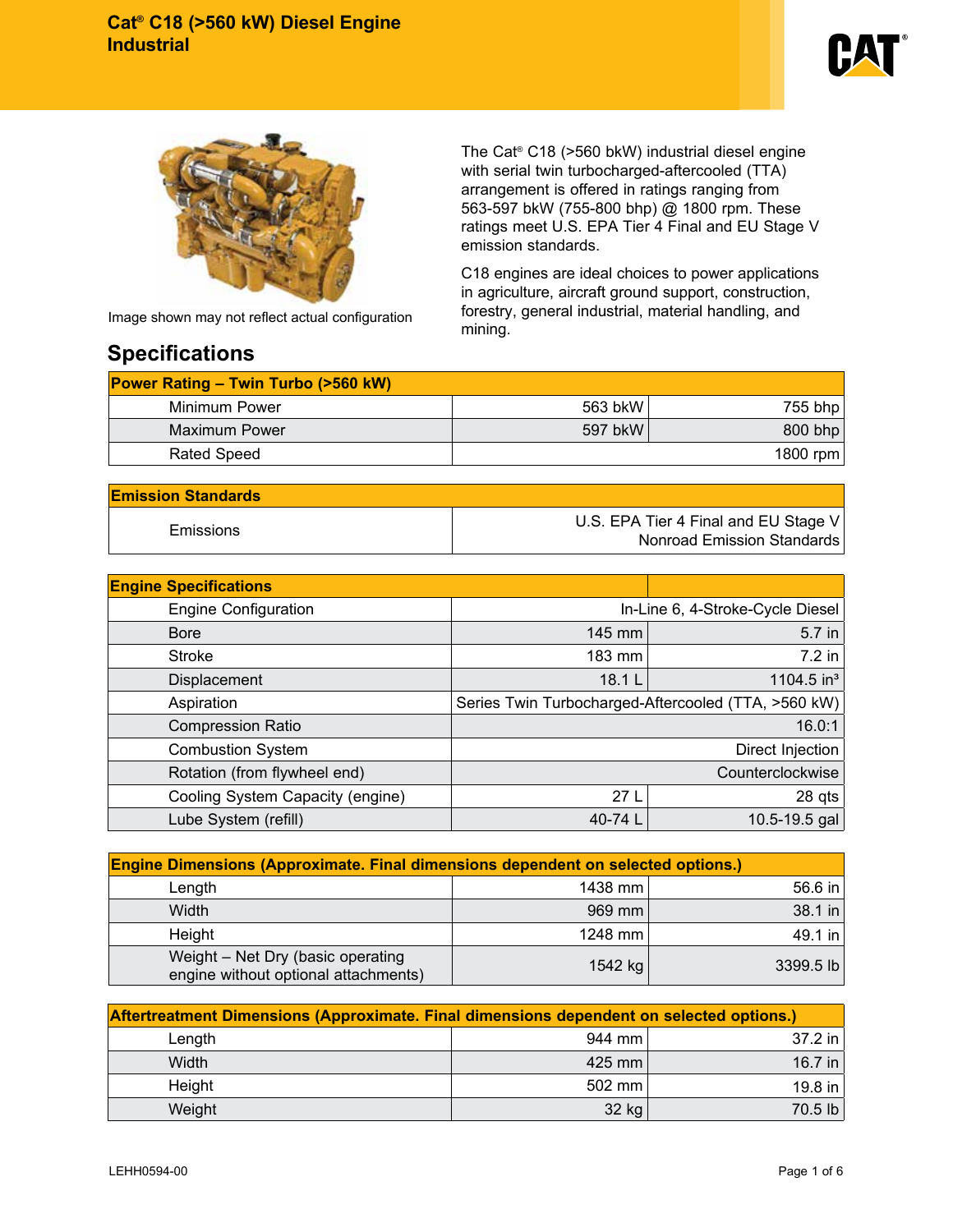# Cat® C18 (>560 kW) Diesel Engine Industrial

Image shown may not reflect actual configuration

The Cat® C18 (>560 bkW) industrial diesel engine with serial twin turbocharged-aftercooled (TTA) arrangement is offered in ratings ranging from 563-597 bkW (755-800 bhp) @ 1800 rpm. These ratings meet U.S. EPA Tier 4 Final and EU Stage V emission standards.

C18 engines are ideal choices to power applications in agriculture, aircraft ground support, construction, forestry, general industrial, material handling, and mining.

## Specifications

| Power Rating – Twin Turbo (>560 kW) | | |
|---|---|---|
| Minimum Power | 563 bkW | 755 bhp |
| Maximum Power | 597 bkW | 800 bhp |
| Rated Speed | | 1800 rpm |

| Emission Standards | |
|---|---|
| Emissions | U.S. EPA Tier 4 Final and EU Stage V Nonroad Emission Standards |

| Engine Specifications | | |
|---|---|---|
| Engine Configuration | In-Line 6, 4-Stroke-Cycle Diesel | |
| Bore | 145 mm | 5.7 in |
| Stroke | 183 mm | 7.2 in |
| Displacement | 18.1 L | 1104.5 in³ |
| Aspiration | Series Twin Turbocharged-Aftercooled (TTA, >560 kW) | |
| Compression Ratio | | 16.0:1 |
| Combustion System | | Direct Injection |
| Rotation (from flywheel end) | | Counterclockwise |
| Cooling System Capacity (engine) | 27 L | 28 qts |
| Lube System (refill) | 40-74 L | 10.5-19.5 gal |

| Engine Dimensions (Approximate. Final dimensions dependent on selected options.) | | |
|---|---|---|
| Length | 1438 mm | 56.6 in |
| Width | 969 mm | 38.1 in |
| Height | 1248 mm | 49.1 in |
| Weight – Net Dry (basic operating engine without optional attachments) | 1542 kg | 3399.5 lb |

| Aftertreatment Dimensions (Approximate. Final dimensions dependent on selected options.) | | |
|---|---|---|
| Length | 944 mm | 37.2 in |
| Width | 425 mm | 16.7 in |
| Height | 502 mm | 19.8 in |
| Weight | 32 kg | 70.5 lb |

LEHH0594-00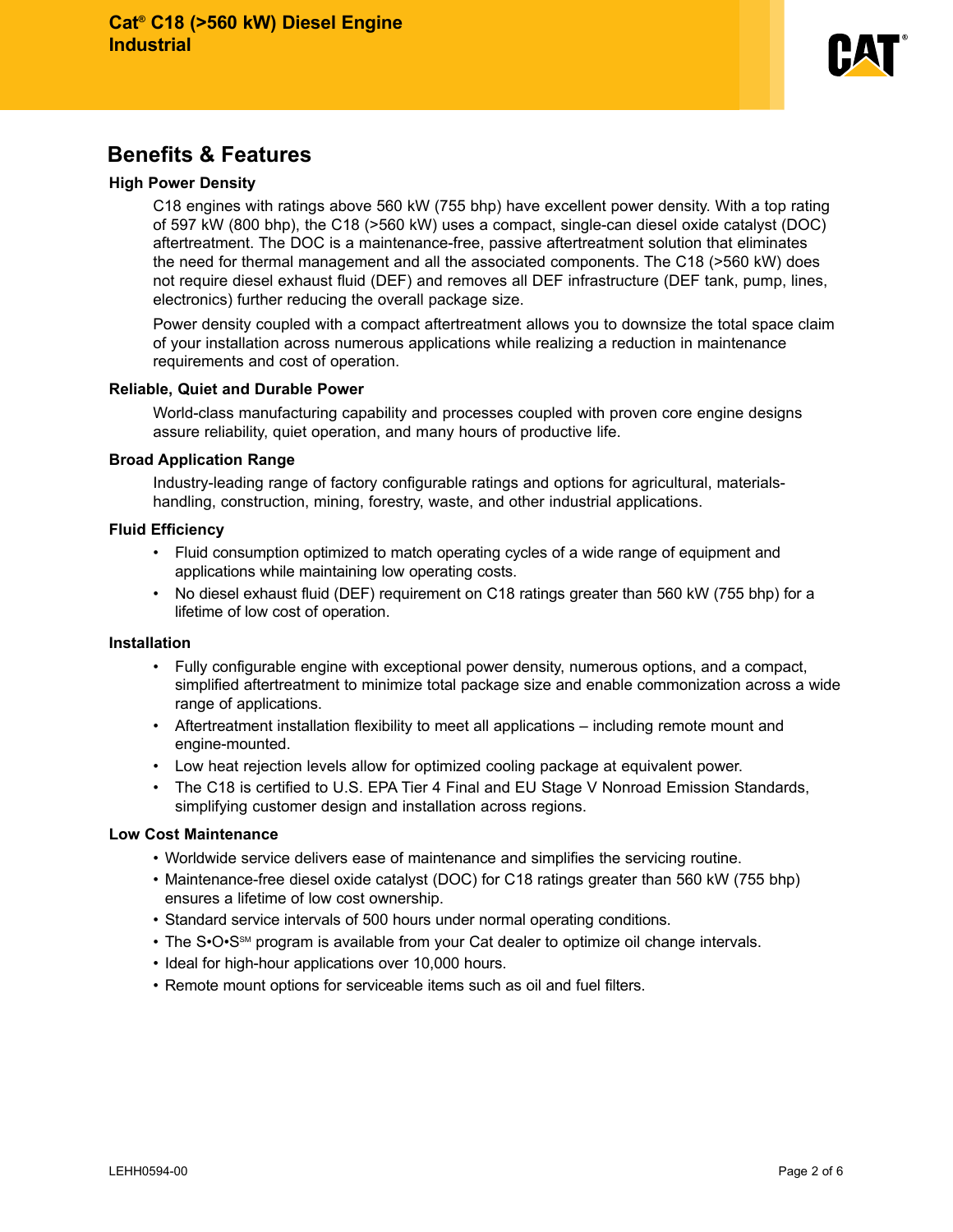## Benefits & Features

### High Power Density

C18 engines with ratings above 560 kW (755 bhp) have excellent power density. With a top rating of 597 kW (800 bhp), the C18 (>560 kW) uses a compact, single-can diesel oxide catalyst (DOC) aftertreatment. The DOC is a maintenance-free, passive aftertreatment solution that eliminates the need for thermal management and all the associated components. The C18 (>560 kW) does not require diesel exhaust fluid (DEF) and removes all DEF infrastructure (DEF tank, pump, lines, electronics) further reducing the overall package size.

Power density coupled with a compact aftertreatment allows you to downsize the total space claim of your installation across numerous applications while realizing a reduction in maintenance requirements and cost of operation.

### Reliable, Quiet and Durable Power

World-class manufacturing capability and processes coupled with proven core engine designs assure reliability, quiet operation, and many hours of productive life.

### Broad Application Range

Industry-leading range of factory configurable ratings and options for agricultural, materials-handling, construction, mining, forestry, waste, and other industrial applications.

### Fluid Efficiency

- Fluid consumption optimized to match operating cycles of a wide range of equipment and applications while maintaining low operating costs.
- No diesel exhaust fluid (DEF) requirement on C18 ratings greater than 560 kW (755 bhp) for a lifetime of low cost of operation.

### Installation

- Fully configurable engine with exceptional power density, numerous options, and a compact, simplified aftertreatment to minimize total package size and enable commonization across a wide range of applications.
- Aftertreatment installation flexibility to meet all applications – including remote mount and engine-mounted.
- Low heat rejection levels allow for optimized cooling package at equivalent power.
- The C18 is certified to U.S. EPA Tier 4 Final and EU Stage V Nonroad Emission Standards, simplifying customer design and installation across regions.

### Low Cost Maintenance

- Worldwide service delivers ease of maintenance and simplifies the servicing routine.
- Maintenance-free diesel oxide catalyst (DOC) for C18 ratings greater than 560 kW (755 bhp) ensures a lifetime of low cost ownership.
- Standard service intervals of 500 hours under normal operating conditions.
- The S•O•S℠ program is available from your Cat dealer to optimize oil change intervals.
- Ideal for high-hour applications over 10,000 hours.
- Remote mount options for serviceable items such as oil and fuel filters.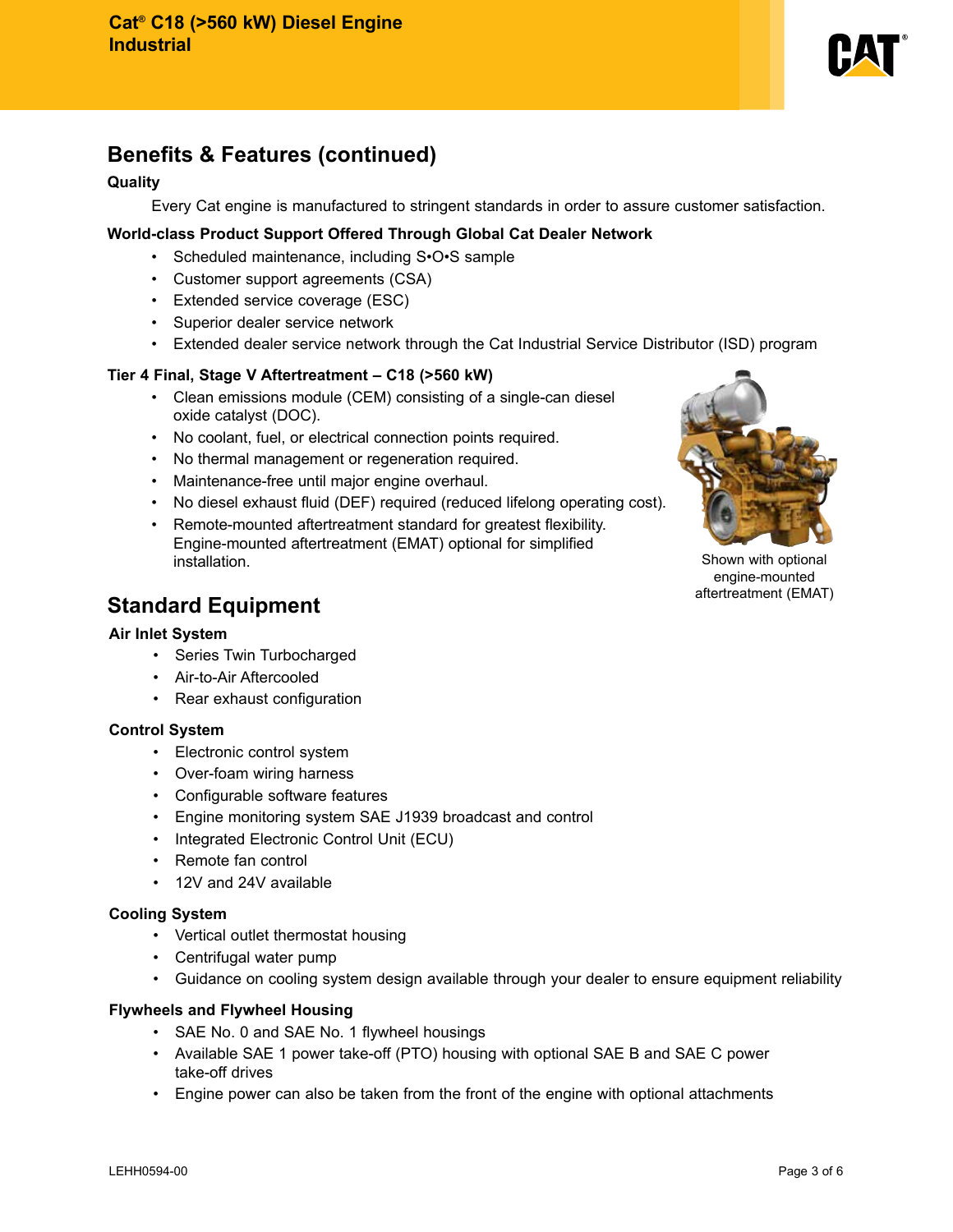## Benefits & Features (continued)

**Quality**

Every Cat engine is manufactured to stringent standards in order to assure customer satisfaction.

**World-class Product Support Offered Through Global Cat Dealer Network**

- Scheduled maintenance, including S•O•S sample
- Customer support agreements (CSA)
- Extended service coverage (ESC)
- Superior dealer service network
- Extended dealer service network through the Cat Industrial Service Distributor (ISD) program

**Tier 4 Final, Stage V Aftertreatment – C18 (>560 kW)**

- Clean emissions module (CEM) consisting of a single-can diesel oxide catalyst (DOC).
- No coolant, fuel, or electrical connection points required.
- No thermal management or regeneration required.
- Maintenance-free until major engine overhaul.
- No diesel exhaust fluid (DEF) required (reduced lifelong operating cost).
- Remote-mounted aftertreatment standard for greatest flexibility. Engine-mounted aftertreatment (EMAT) optional for simplified installation.

Shown with optional engine-mounted aftertreatment (EMAT)

## Standard Equipment

**Air Inlet System**

- Series Twin Turbocharged
- Air-to-Air Aftercooled
- Rear exhaust configuration

**Control System**

- Electronic control system
- Over-foam wiring harness
- Configurable software features
- Engine monitoring system SAE J1939 broadcast and control
- Integrated Electronic Control Unit (ECU)
- Remote fan control
- 12V and 24V available

**Cooling System**

- Vertical outlet thermostat housing
- Centrifugal water pump
- Guidance on cooling system design available through your dealer to ensure equipment reliability

**Flywheels and Flywheel Housing**

- SAE No. 0 and SAE No. 1 flywheel housings
- Available SAE 1 power take-off (PTO) housing with optional SAE B and SAE C power take-off drives
- Engine power can also be taken from the front of the engine with optional attachments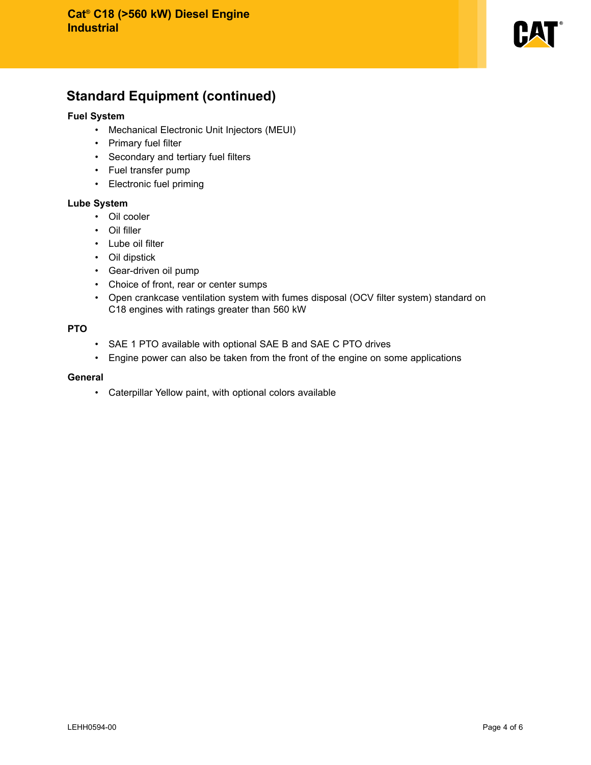## Standard Equipment (continued)

### Fuel System

- Mechanical Electronic Unit Injectors (MEUI)
- Primary fuel filter
- Secondary and tertiary fuel filters
- Fuel transfer pump
- Electronic fuel priming

### Lube System

- Oil cooler
- Oil filler
- Lube oil filter
- Oil dipstick
- Gear-driven oil pump
- Choice of front, rear or center sumps
- Open crankcase ventilation system with fumes disposal (OCV filter system) standard on C18 engines with ratings greater than 560 kW

### PTO

- SAE 1 PTO available with optional SAE B and SAE C PTO drives
- Engine power can also be taken from the front of the engine on some applications

### General

- Caterpillar Yellow paint, with optional colors available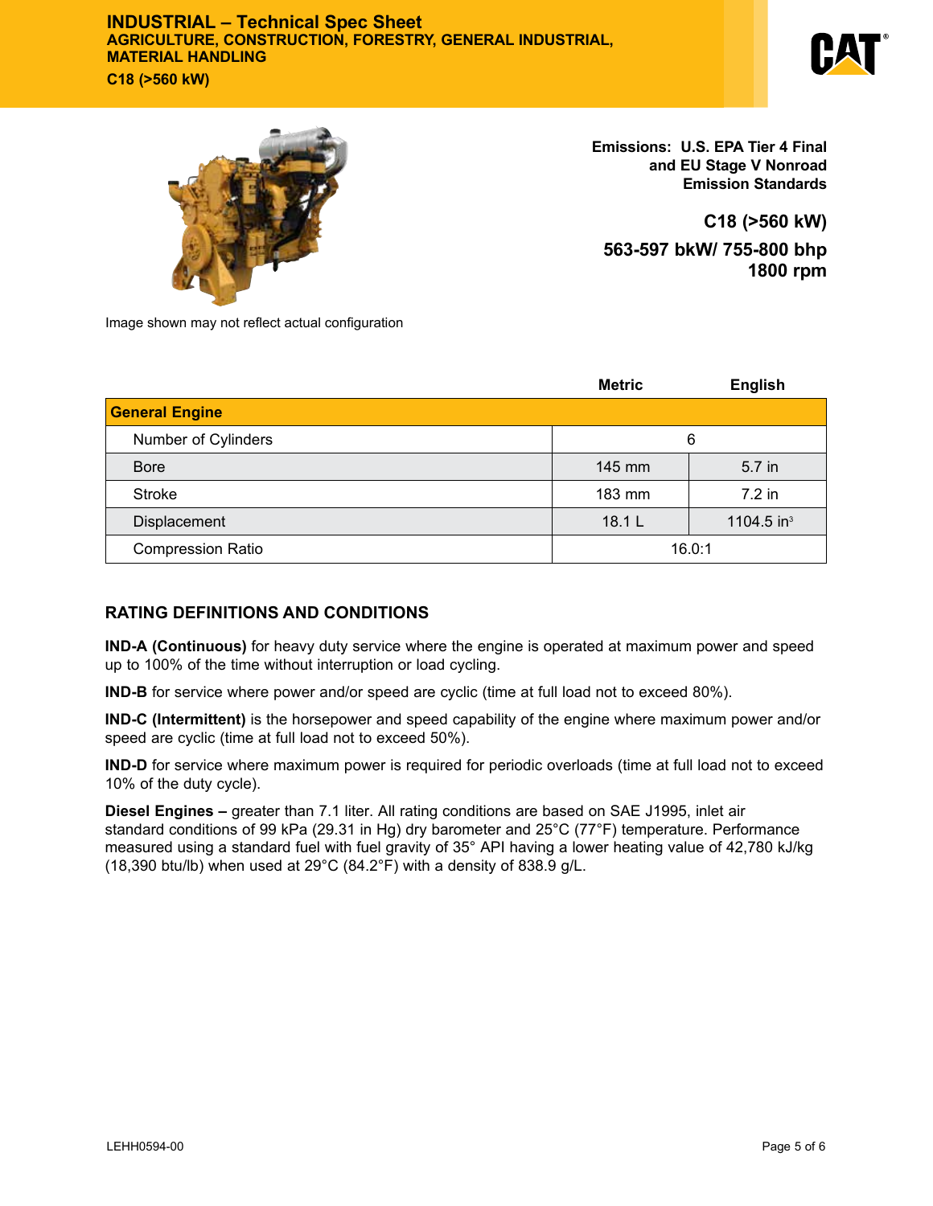# INDUSTRIAL – Technical Spec Sheet

**AGRICULTURE, CONSTRUCTION, FORESTRY, GENERAL INDUSTRIAL, MATERIAL HANDLING**

**C18 (>560 kW)**

Image shown may not reflect actual configuration

**Emissions: U.S. EPA Tier 4 Final and EU Stage V Nonroad Emission Standards**

**C18 (>560 kW)**

**563-597 bkW/ 755-800 bhp**
**1800 rpm**

| | Metric | English |
|---|---|---|
| **General Engine** | | |
| Number of Cylinders | 6 | |
| Bore | 145 mm | 5.7 in |
| Stroke | 183 mm | 7.2 in |
| Displacement | 18.1 L | 1104.5 $in^3$ |
| Compression Ratio | 16.0:1 | |

## RATING DEFINITIONS AND CONDITIONS

**IND-A (Continuous)** for heavy duty service where the engine is operated at maximum power and speed up to 100% of the time without interruption or load cycling.

**IND-B** for service where power and/or speed are cyclic (time at full load not to exceed 80%).

**IND-C (Intermittent)** is the horsepower and speed capability of the engine where maximum power and/or speed are cyclic (time at full load not to exceed 50%).

**IND-D** for service where maximum power is required for periodic overloads (time at full load not to exceed 10% of the duty cycle).

**Diesel Engines –** greater than 7.1 liter. All rating conditions are based on SAE J1995, inlet air standard conditions of 99 kPa (29.31 in Hg) dry barometer and 25°C (77°F) temperature. Performance measured using a standard fuel with fuel gravity of 35° API having a lower heating value of 42,780 kJ/kg (18,390 btu/lb) when used at 29°C (84.2°F) with a density of 838.9 g/L.

LEHH0594-00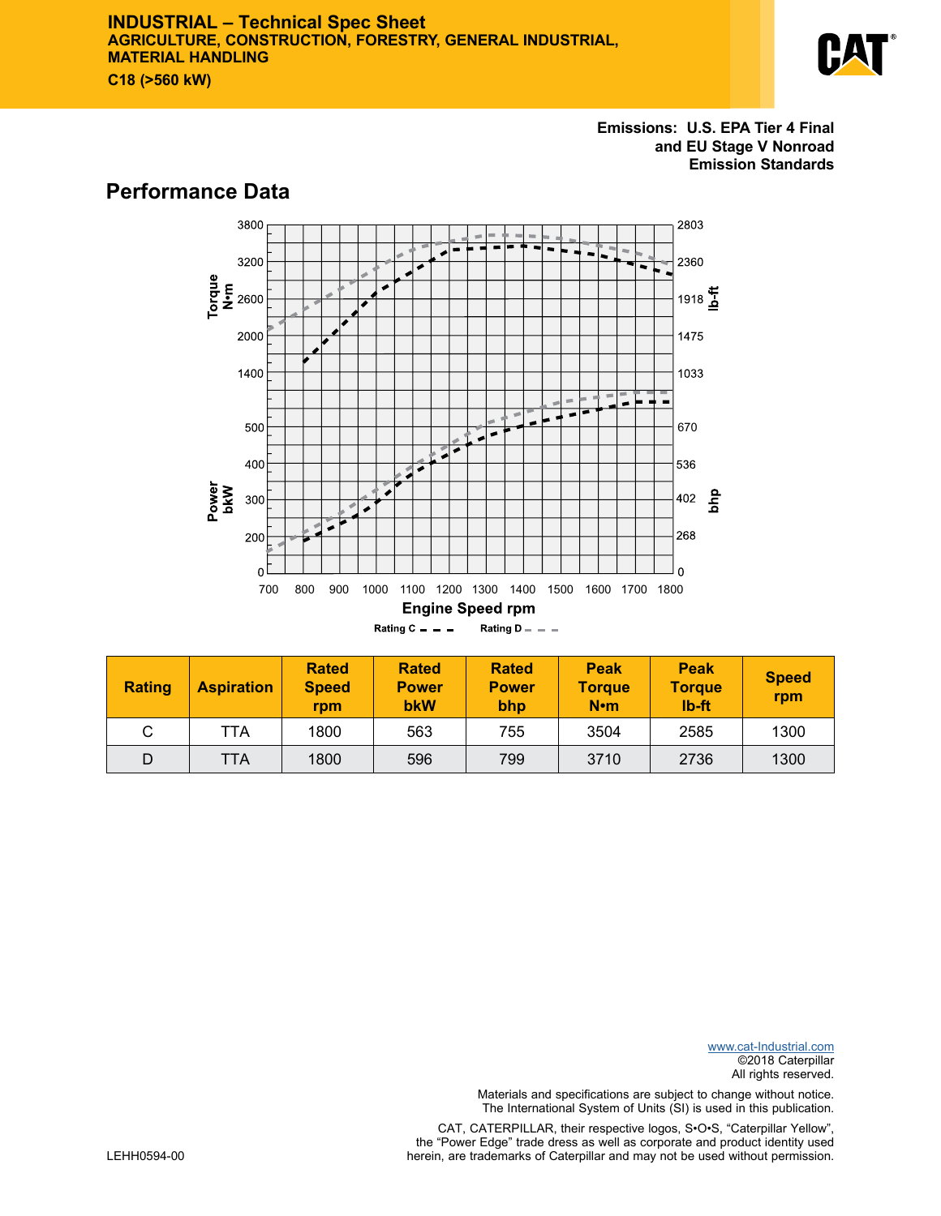# INDUSTRIAL – Technical Spec Sheet

**AGRICULTURE, CONSTRUCTION, FORESTRY, GENERAL INDUSTRIAL, MATERIAL HANDLING**

**C18 (>560 kW)**

**Emissions: U.S. EPA Tier 4 Final and EU Stage V Nonroad Emission Standards**

## Performance Data

Torque N•m

3800
3200
2600
2000
1400

lb-ft

2803
2360
1918
1475
1033

Power bkW

500
400
300
200
0

bhp

670
536
402
268
0

700 800 900 1000 1100 1200 1300 1400 1500 1600 1700 1800

Engine Speed rpm

Rating C
Rating D

| Rating | Aspiration | Rated Speed rpm | Rated Power bkW | Rated Power bhp | Peak Torque N•m | Peak Torque lb-ft | Speed rpm |
|---|---|---|---|---|---|---|---|
| C | TTA | 1800 | 563 | 755 | 3504 | 2585 | 1300 |
| D | TTA | 1800 | 596 | 799 | 3710 | 2736 | 1300 |

www.cat-Industrial.com
©2018 Caterpillar
All rights reserved.

Materials and specifications are subject to change without notice.
The International System of Units (SI) is used in this publication.

CAT, CATERPILLAR, their respective logos, S•O•S, "Caterpillar Yellow", the "Power Edge" trade dress as well as corporate and product identity used herein, are trademarks of Caterpillar and may not be used without permission.

LEHH0594-00